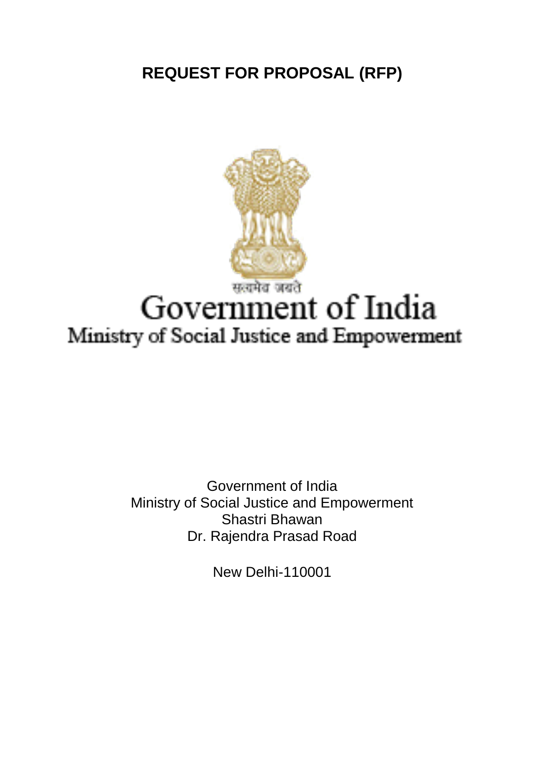# REQUEST FOR PROPOSAL (RFP)

सत्यमेव जयते

Government of India

Ministry of Social Justice and Empowerment

Government of India
Ministry of Social Justice and Empowerment
Shastri Bhawan
Dr. Rajendra Prasad Road

New Delhi-110001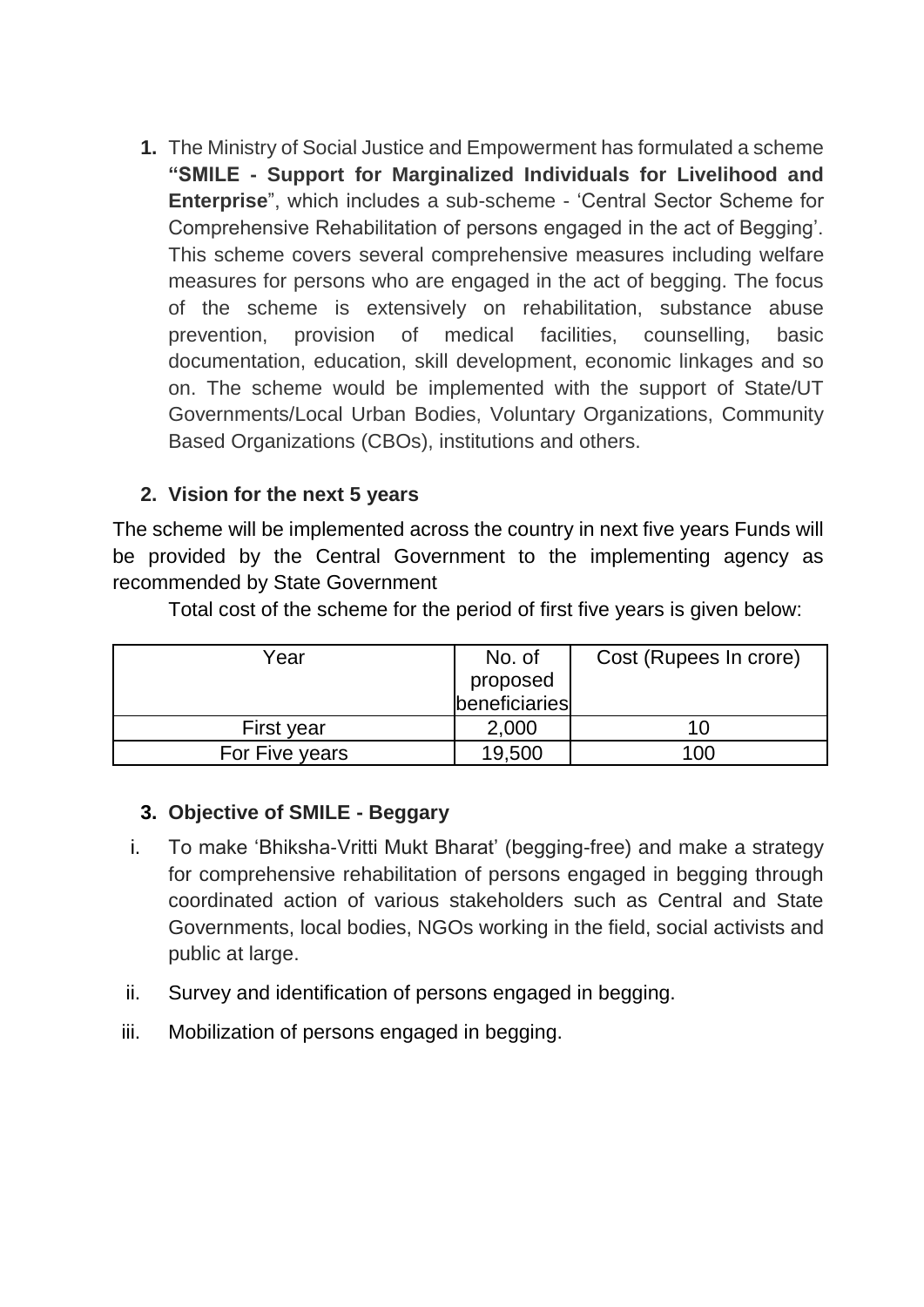1. The Ministry of Social Justice and Empowerment has formulated a scheme **"SMILE - Support for Marginalized Individuals for Livelihood and Enterprise**", which includes a sub-scheme - 'Central Sector Scheme for Comprehensive Rehabilitation of persons engaged in the act of Begging'. This scheme covers several comprehensive measures including welfare measures for persons who are engaged in the act of begging. The focus of the scheme is extensively on rehabilitation, substance abuse prevention, provision of medical facilities, counselling, basic documentation, education, skill development, economic linkages and so on. The scheme would be implemented with the support of State/UT Governments/Local Urban Bodies, Voluntary Organizations, Community Based Organizations (CBOs), institutions and others.

2. **Vision for the next 5 years**

The scheme will be implemented across the country in next five years Funds will be provided by the Central Government to the implementing agency as recommended by State Government

Total cost of the scheme for the period of first five years is given below:

| Year | No. of proposed beneficiaries | Cost (Rupees In crore) |
|---|---|---|
| First year | 2,000 | 10 |
| For Five years | 19,500 | 100 |

3. **Objective of SMILE - Beggary**

i. To make 'Bhiksha-Vritti Mukt Bharat' (begging-free) and make a strategy for comprehensive rehabilitation of persons engaged in begging through coordinated action of various stakeholders such as Central and State Governments, local bodies, NGOs working in the field, social activists and public at large.

ii. Survey and identification of persons engaged in begging.

iii. Mobilization of persons engaged in begging.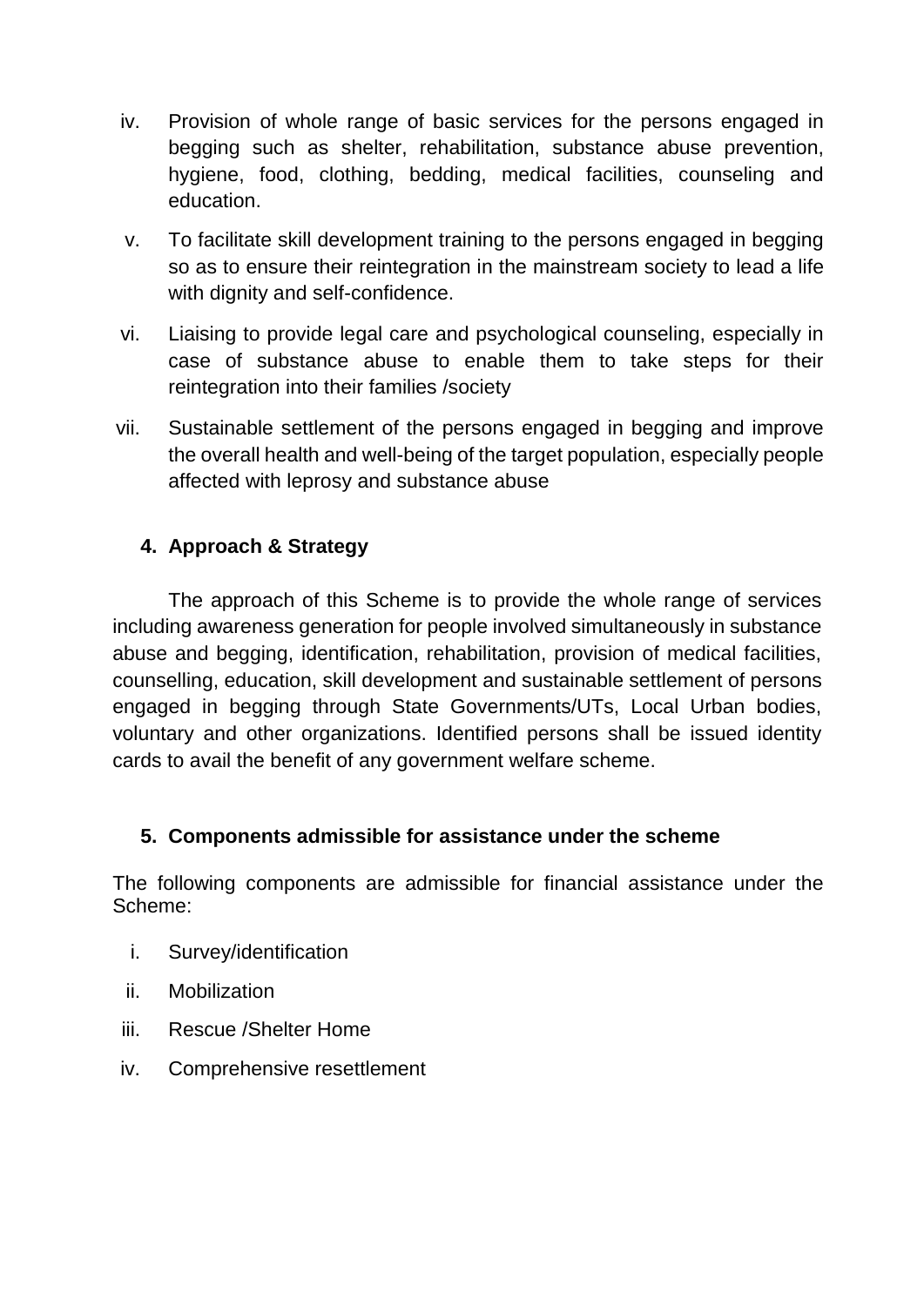iv. Provision of whole range of basic services for the persons engaged in begging such as shelter, rehabilitation, substance abuse prevention, hygiene, food, clothing, bedding, medical facilities, counseling and education.

v. To facilitate skill development training to the persons engaged in begging so as to ensure their reintegration in the mainstream society to lead a life with dignity and self-confidence.

vi. Liaising to provide legal care and psychological counseling, especially in case of substance abuse to enable them to take steps for their reintegration into their families /society

vii. Sustainable settlement of the persons engaged in begging and improve the overall health and well-being of the target population, especially people affected with leprosy and substance abuse

## 4. Approach & Strategy

The approach of this Scheme is to provide the whole range of services including awareness generation for people involved simultaneously in substance abuse and begging, identification, rehabilitation, provision of medical facilities, counselling, education, skill development and sustainable settlement of persons engaged in begging through State Governments/UTs, Local Urban bodies, voluntary and other organizations. Identified persons shall be issued identity cards to avail the benefit of any government welfare scheme.

## 5. Components admissible for assistance under the scheme

The following components are admissible for financial assistance under the Scheme:

i. Survey/identification

ii. Mobilization

iii. Rescue /Shelter Home

iv. Comprehensive resettlement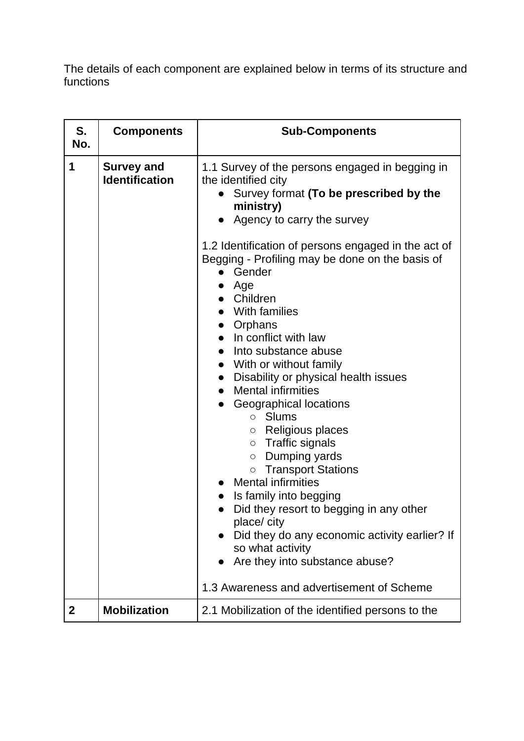The details of each component are explained below in terms of its structure and functions

| S. No. | Components | Sub-Components |
| --- | --- | --- |
| 1 | **Survey and Identification** | 1.1 Survey of the persons engaged in begging in the identified city<br>• Survey format **(To be prescribed by the ministry)**<br>• Agency to carry the survey<br><br>1.2 Identification of persons engaged in the act of Begging - Profiling may be done on the basis of<br>• Gender<br>• Age<br>• Children<br>• With families<br>• Orphans<br>• In conflict with law<br>• Into substance abuse<br>• With or without family<br>• Disability or physical health issues<br>• Mental infirmities<br>• Geographical locations<br>&nbsp;&nbsp;&nbsp;&nbsp;○ Slums<br>&nbsp;&nbsp;&nbsp;&nbsp;○ Religious places<br>&nbsp;&nbsp;&nbsp;&nbsp;○ Traffic signals<br>&nbsp;&nbsp;&nbsp;&nbsp;○ Dumping yards<br>&nbsp;&nbsp;&nbsp;&nbsp;○ Transport Stations<br>• Mental infirmities<br>• Is family into begging<br>• Did they resort to begging in any other place/ city<br>• Did they do any economic activity earlier? If so what activity<br>• Are they into substance abuse?<br><br>1.3 Awareness and advertisement of Scheme |
| 2 | **Mobilization** | 2.1 Mobilization of the identified persons to the |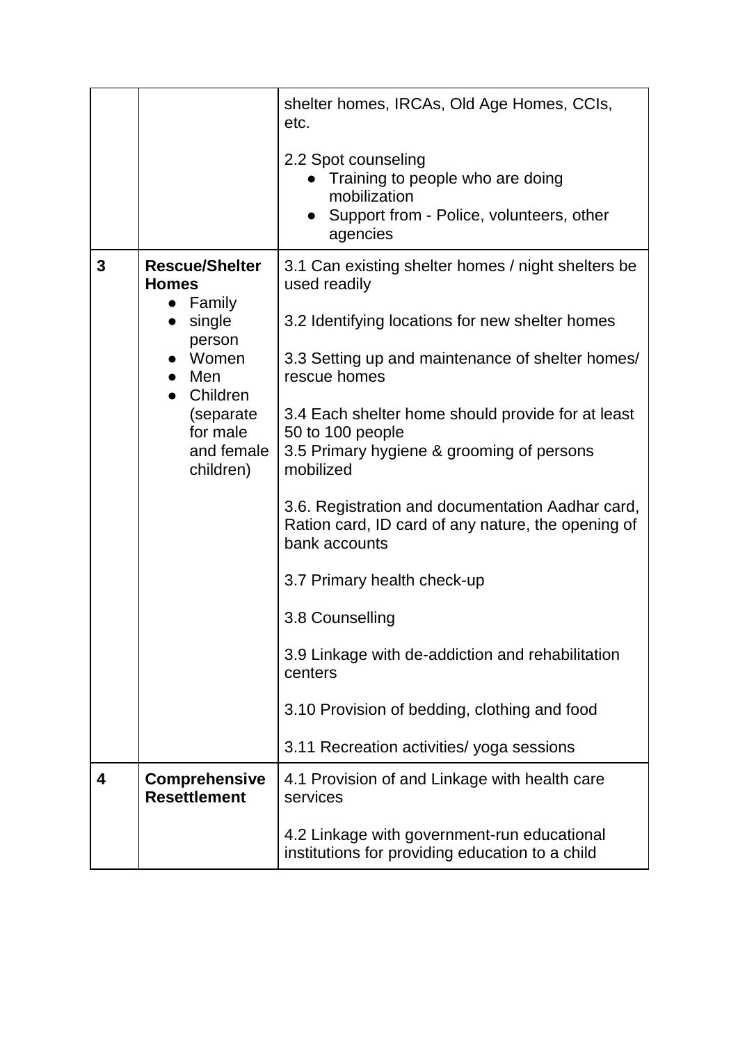| | | |
|---|---|---|
| | | shelter homes, IRCAs, Old Age Homes, CCIs, etc.<br><br>2.2 Spot counseling<br>● Training to people who are doing mobilization<br>● Support from - Police, volunteers, other agencies |
| **3** | **Rescue/Shelter Homes**<br>● Family<br>● single person<br>● Women<br>● Men<br>● Children (separate for male and female children) | 3.1 Can existing shelter homes / night shelters be used readily<br><br>3.2 Identifying locations for new shelter homes<br><br>3.3 Setting up and maintenance of shelter homes/ rescue homes<br><br>3.4 Each shelter home should provide for at least 50 to 100 people<br>3.5 Primary hygiene & grooming of persons mobilized<br><br>3.6. Registration and documentation Aadhar card, Ration card, ID card of any nature, the opening of bank accounts<br><br>3.7 Primary health check-up<br><br>3.8 Counselling<br><br>3.9 Linkage with de-addiction and rehabilitation centers<br><br>3.10 Provision of bedding, clothing and food<br><br>3.11 Recreation activities/ yoga sessions |
| **4** | **Comprehensive Resettlement** | 4.1 Provision of and Linkage with health care services<br><br>4.2 Linkage with government-run educational institutions for providing education to a child |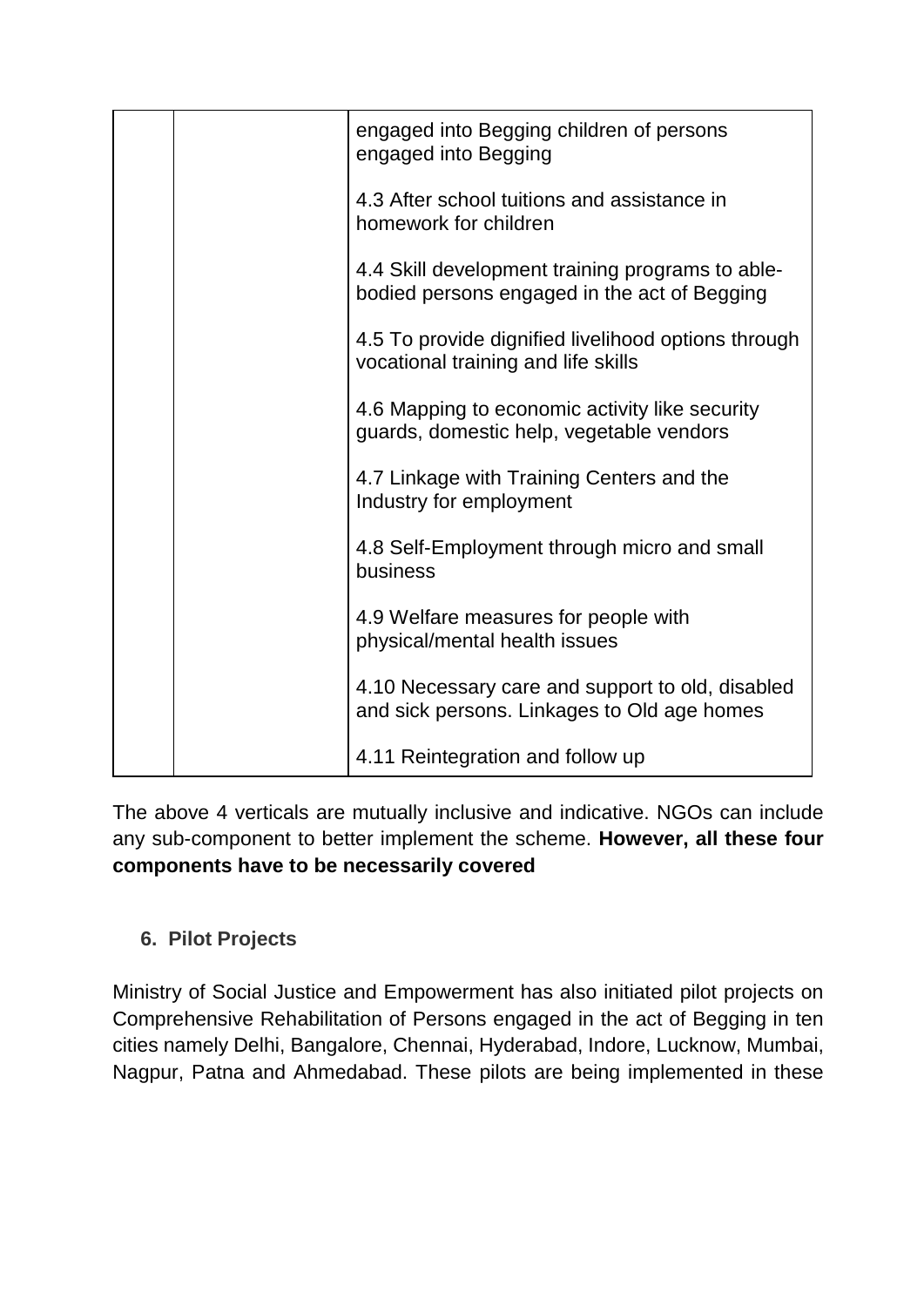| | | engaged into Begging children of persons engaged into Begging<br><br>4.3 After school tuitions and assistance in homework for children<br><br>4.4 Skill development training programs to able-bodied persons engaged in the act of Begging<br><br>4.5 To provide dignified livelihood options through vocational training and life skills<br><br>4.6 Mapping to economic activity like security guards, domestic help, vegetable vendors<br><br>4.7 Linkage with Training Centers and the Industry for employment<br><br>4.8 Self-Employment through micro and small business<br><br>4.9 Welfare measures for people with physical/mental health issues<br><br>4.10 Necessary care and support to old, disabled and sick persons. Linkages to Old age homes<br><br>4.11 Reintegration and follow up |
|---|---|---|

The above 4 verticals are mutually inclusive and indicative. NGOs can include any sub-component to better implement the scheme. **However, all these four components have to be necessarily covered**

## 6. Pilot Projects

Ministry of Social Justice and Empowerment has also initiated pilot projects on Comprehensive Rehabilitation of Persons engaged in the act of Begging in ten cities namely Delhi, Bangalore, Chennai, Hyderabad, Indore, Lucknow, Mumbai, Nagpur, Patna and Ahmedabad. These pilots are being implemented in these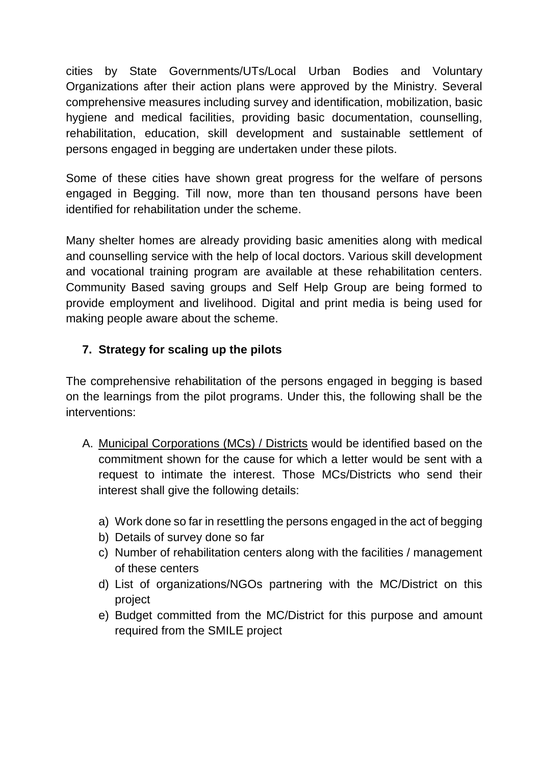cities by State Governments/UTs/Local Urban Bodies and Voluntary Organizations after their action plans were approved by the Ministry. Several comprehensive measures including survey and identification, mobilization, basic hygiene and medical facilities, providing basic documentation, counselling, rehabilitation, education, skill development and sustainable settlement of persons engaged in begging are undertaken under these pilots.

Some of these cities have shown great progress for the welfare of persons engaged in Begging. Till now, more than ten thousand persons have been identified for rehabilitation under the scheme.

Many shelter homes are already providing basic amenities along with medical and counselling service with the help of local doctors. Various skill development and vocational training program are available at these rehabilitation centers. Community Based saving groups and Self Help Group are being formed to provide employment and livelihood. Digital and print media is being used for making people aware about the scheme.

## 7. Strategy for scaling up the pilots

The comprehensive rehabilitation of the persons engaged in begging is based on the learnings from the pilot programs. Under this, the following shall be the interventions:

A. <u>Municipal Corporations (MCs) / Districts</u> would be identified based on the commitment shown for the cause for which a letter would be sent with a request to intimate the interest. Those MCs/Districts who send their interest shall give the following details:

   a) Work done so far in resettling the persons engaged in the act of begging
   b) Details of survey done so far
   c) Number of rehabilitation centers along with the facilities / management of these centers
   d) List of organizations/NGOs partnering with the MC/District on this project
   e) Budget committed from the MC/District for this purpose and amount required from the SMILE project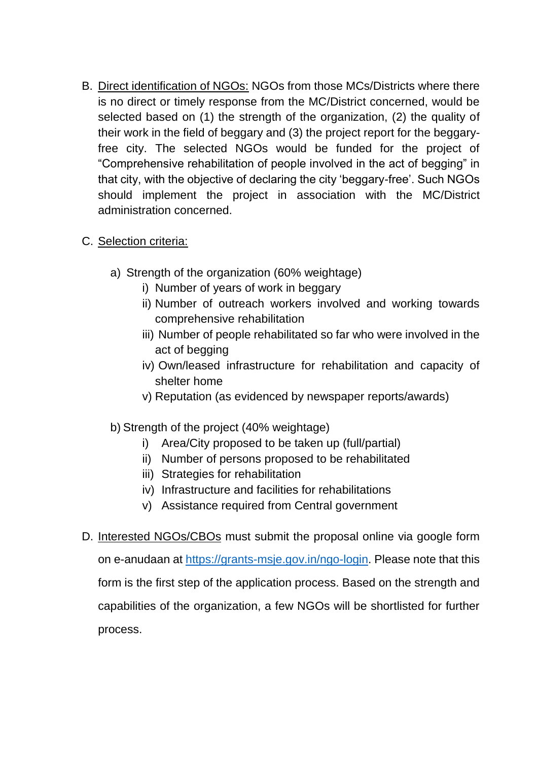B. Direct identification of NGOs: NGOs from those MCs/Districts where there is no direct or timely response from the MC/District concerned, would be selected based on (1) the strength of the organization, (2) the quality of their work in the field of beggary and (3) the project report for the beggary-free city. The selected NGOs would be funded for the project of "Comprehensive rehabilitation of people involved in the act of begging" in that city, with the objective of declaring the city 'beggary-free'. Such NGOs should implement the project in association with the MC/District administration concerned.

C. Selection criteria:

   a) Strength of the organization (60% weightage)
      - i) Number of years of work in beggary
      - ii) Number of outreach workers involved and working towards comprehensive rehabilitation
      - iii) Number of people rehabilitated so far who were involved in the act of begging
      - iv) Own/leased infrastructure for rehabilitation and capacity of shelter home
      - v) Reputation (as evidenced by newspaper reports/awards)

   b) Strength of the project (40% weightage)
      - i) Area/City proposed to be taken up (full/partial)
      - ii) Number of persons proposed to be rehabilitated
      - iii) Strategies for rehabilitation
      - iv) Infrastructure and facilities for rehabilitations
      - v) Assistance required from Central government

D. Interested NGOs/CBOs must submit the proposal online via google form on e-anudaan at [https://grants-msje.gov.in/ngo-login](https://grants-msje.gov.in/ngo-login). Please note that this form is the first step of the application process. Based on the strength and capabilities of the organization, a few NGOs will be shortlisted for further process.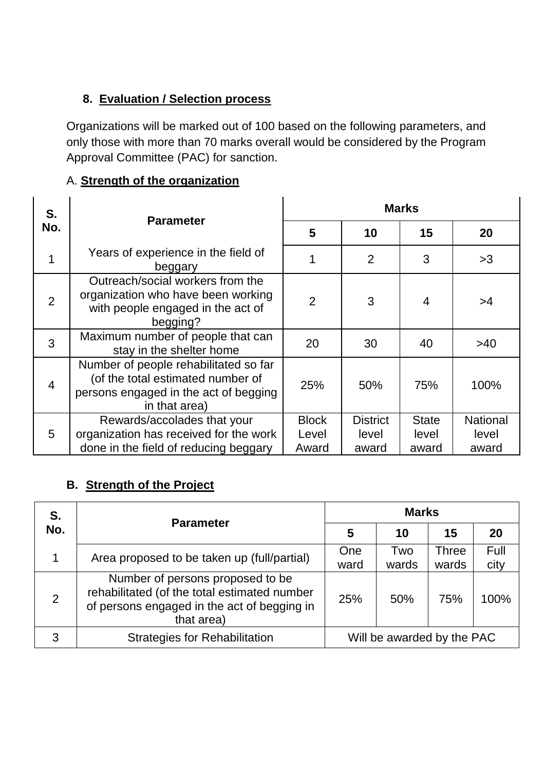### 8. Evaluation / Selection process

Organizations will be marked out of 100 based on the following parameters, and only those with more than 70 marks overall would be considered by the Program Approval Committee (PAC) for sanction.

A. **Strength of the organization**

| S. No. | Parameter | Marks | | | |
|---|---|---|---|---|---|
| | | **5** | **10** | **15** | **20** |
| 1 | Years of experience in the field of beggary | 1 | 2 | 3 | >3 |
| 2 | Outreach/social workers from the organization who have been working with people engaged in the act of begging? | 2 | 3 | 4 | >4 |
| 3 | Maximum number of people that can stay in the shelter home | 20 | 30 | 40 | >40 |
| 4 | Number of people rehabilitated so far (of the total estimated number of persons engaged in the act of begging in that area) | 25% | 50% | 75% | 100% |
| 5 | Rewards/accolades that your organization has received for the work done in the field of reducing beggary | Block Level Award | District level award | State level award | National level award |

**B. Strength of the Project**

| S. No. | Parameter | Marks | | | |
|---|---|---|---|---|---|
| | | **5** | **10** | **15** | **20** |
| 1 | Area proposed to be taken up (full/partial) | One ward | Two wards | Three wards | Full city |
| 2 | Number of persons proposed to be rehabilitated (of the total estimated number of persons engaged in the act of begging in that area) | 25% | 50% | 75% | 100% |
| 3 | Strategies for Rehabilitation | Will be awarded by the PAC | | | |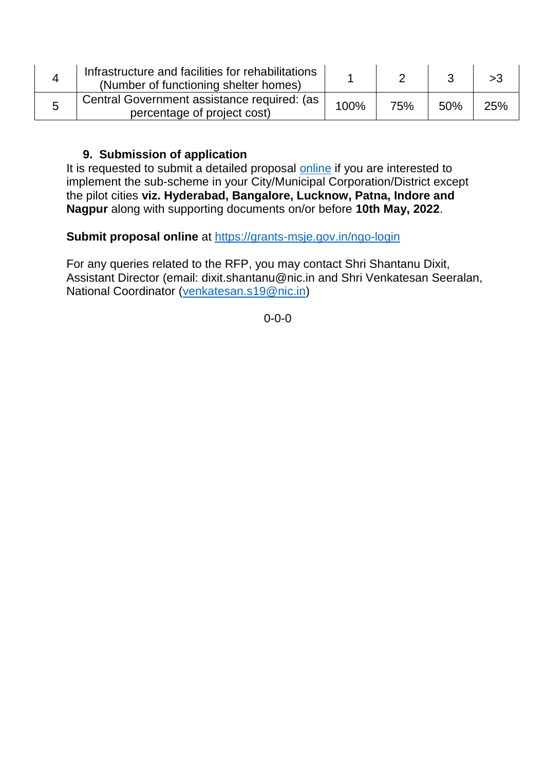| | | | | | |
|---|---|---|---|---|---|
| 4 | Infrastructure and facilities for rehabilitations (Number of functioning shelter homes) | 1 | 2 | 3 | >3 |
| 5 | Central Government assistance required: (as percentage of project cost) | 100% | 75% | 50% | 25% |

**9. Submission of application**

It is requested to submit a detailed proposal online if you are interested to implement the sub-scheme in your City/Municipal Corporation/District except the pilot cities **viz. Hyderabad, Bangalore, Lucknow, Patna, Indore and Nagpur** along with supporting documents on/or before **10th May, 2022**.

**Submit proposal online** at https://grants-msje.gov.in/ngo-login

For any queries related to the RFP, you may contact Shri Shantanu Dixit, Assistant Director (email: dixit.shantanu@nic.in and Shri Venkatesan Seeralan, National Coordinator (venkatesan.s19@nic.in)

0-0-0